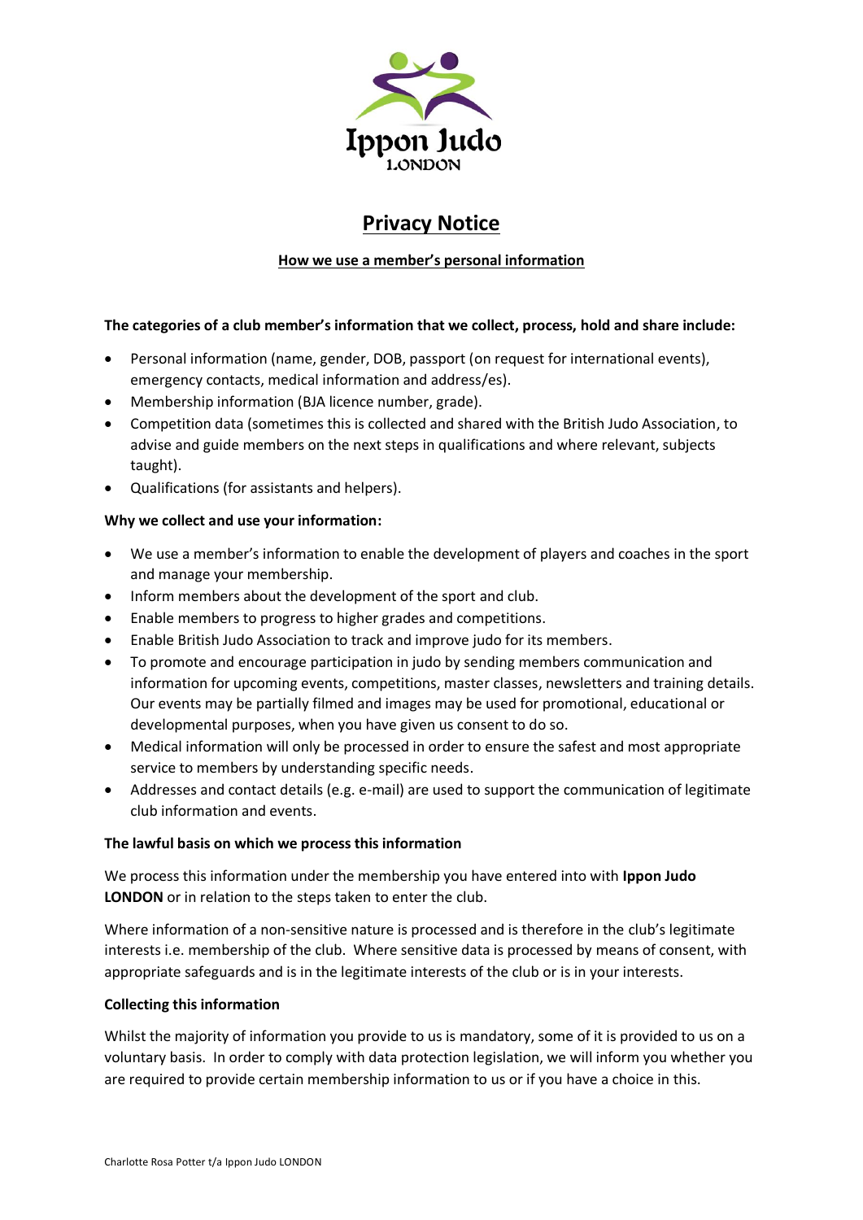# Privacy Notice

**How we use a member's personal information**

**The categories of a club member's information that we collect, process, hold and share include:**

- Personal information (name, gender, DOB, passport (on request for international events), emergency contacts, medical information and address/es).
- Membership information (BJA licence number, grade).
- Competition data (sometimes this is collected and shared with the British Judo Association, to advise and guide members on the next steps in qualifications and where relevant, subjects taught).
- Qualifications (for assistants and helpers).

**Why we collect and use your information:**

- We use a member's information to enable the development of players and coaches in the sport and manage your membership.
- Inform members about the development of the sport and club.
- Enable members to progress to higher grades and competitions.
- Enable British Judo Association to track and improve judo for its members.
- To promote and encourage participation in judo by sending members communication and information for upcoming events, competitions, master classes, newsletters and training details. Our events may be partially filmed and images may be used for promotional, educational or developmental purposes, when you have given us consent to do so.
- Medical information will only be processed in order to ensure the safest and most appropriate service to members by understanding specific needs.
- Addresses and contact details (e.g. e-mail) are used to support the communication of legitimate club information and events.

**The lawful basis on which we process this information**

We process this information under the membership you have entered into with **Ippon Judo LONDON** or in relation to the steps taken to enter the club.

Where information of a non-sensitive nature is processed and is therefore in the club's legitimate interests i.e. membership of the club. Where sensitive data is processed by means of consent, with appropriate safeguards and is in the legitimate interests of the club or is in your interests.

**Collecting this information**

Whilst the majority of information you provide to us is mandatory, some of it is provided to us on a voluntary basis. In order to comply with data protection legislation, we will inform you whether you are required to provide certain membership information to us or if you have a choice in this.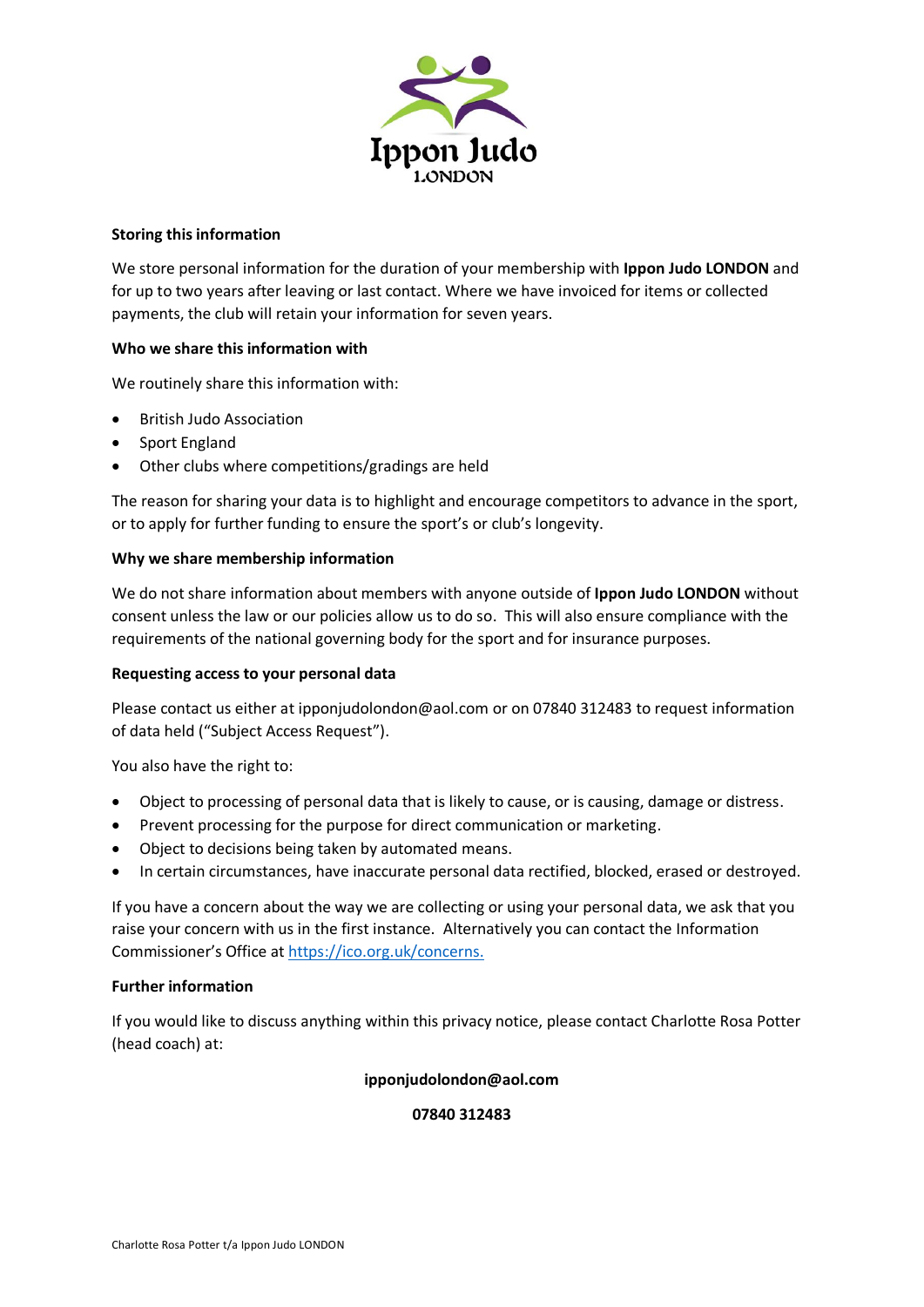**Storing this information**

We store personal information for the duration of your membership with **Ippon Judo LONDON** and for up to two years after leaving or last contact. Where we have invoiced for items or collected payments, the club will retain your information for seven years.

**Who we share this information with**

We routinely share this information with:

- British Judo Association
- Sport England
- Other clubs where competitions/gradings are held

The reason for sharing your data is to highlight and encourage competitors to advance in the sport, or to apply for further funding to ensure the sport's or club's longevity.

**Why we share membership information**

We do not share information about members with anyone outside of **Ippon Judo LONDON** without consent unless the law or our policies allow us to do so. This will also ensure compliance with the requirements of the national governing body for the sport and for insurance purposes.

**Requesting access to your personal data**

Please contact us either at ipponjudolondon@aol.com or on 07840 312483 to request information of data held ("Subject Access Request").

You also have the right to:

- Object to processing of personal data that is likely to cause, or is causing, damage or distress.
- Prevent processing for the purpose for direct communication or marketing.
- Object to decisions being taken by automated means.
- In certain circumstances, have inaccurate personal data rectified, blocked, erased or destroyed.

If you have a concern about the way we are collecting or using your personal data, we ask that you raise your concern with us in the first instance. Alternatively you can contact the Information Commissioner's Office at https://ico.org.uk/concerns.

**Further information**

If you would like to discuss anything within this privacy notice, please contact Charlotte Rosa Potter (head coach) at:

**ipponjudolondon@aol.com**

**07840 312483**

Charlotte Rosa Potter t/a Ippon Judo LONDON